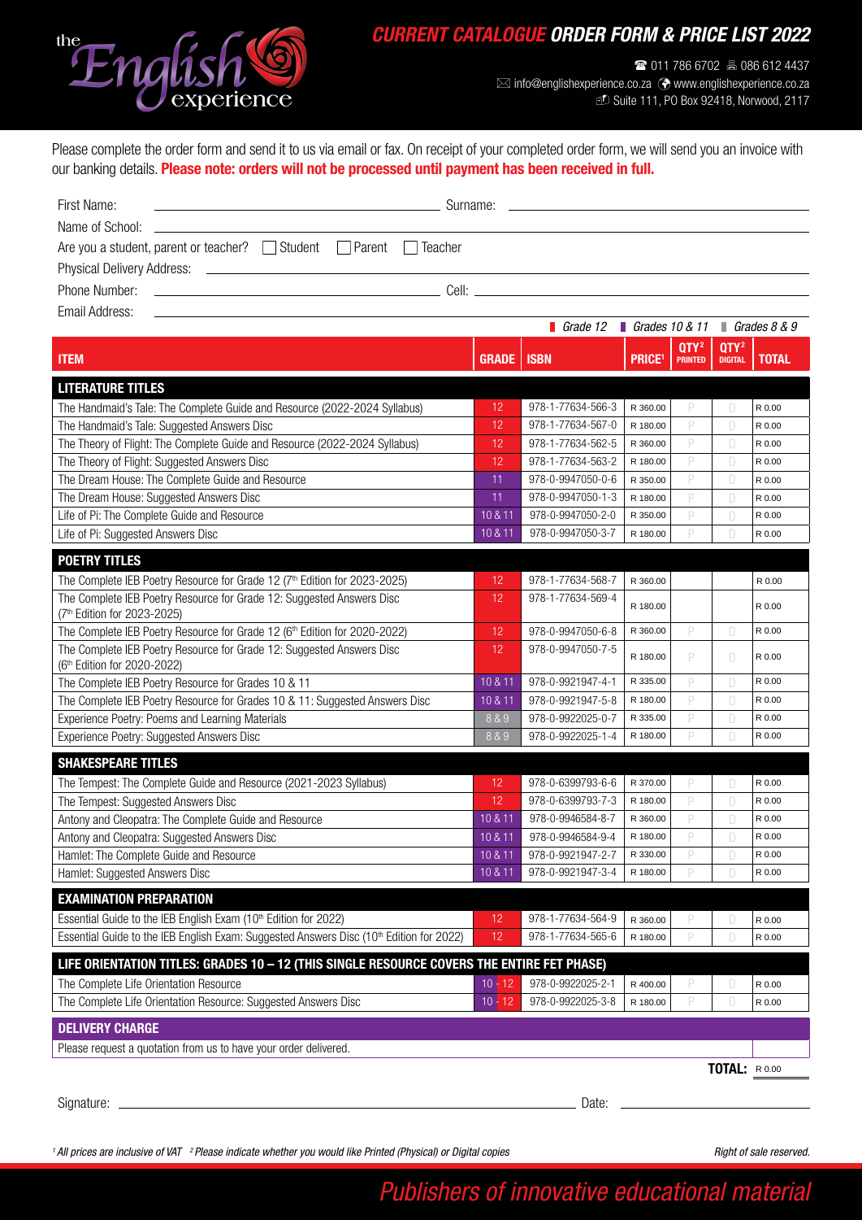the English experience

# CURRENT CATALOGUE ORDER FORM & PRICE LIST 2022

☎ 011 786 6702 🖷 086 612 4437
✉ info@englishexperience.co.za 🌐 www.englishexperience.co.za
Suite 111, PO Box 92418, Norwood, 2117

Please complete the order form and send it to us via email or fax. On receipt of your completed order form, we will send you an invoice with our banking details. **Please note: orders will not be processed until payment has been received in full.**

First Name: ______________________ Surname: ______________________

Name of School: ______________________

Are you a student, parent or teacher? ☐ Student ☐ Parent ☐ Teacher

Physical Delivery Address: ______________________

Phone Number: ______________________ Cell: ______________________

Email Address: ______________________

Grade 12 | Grades 10 & 11 | Grades 8 & 9

| ITEM | GRADE | ISBN | PRICE[1] | QTY[2] PRINTED | QTY[2] DIGITAL | TOTAL |
|---|---|---|---|---|---|---|
| **LITERATURE TITLES** | | | | | | |
| The Handmaid's Tale: The Complete Guide and Resource (2022-2024 Syllabus) | 12 | 978-1-77634-566-3 | R 360.00 | P | D | R 0.00 |
| The Handmaid's Tale: Suggested Answers Disc | 12 | 978-1-77634-567-0 | R 180.00 | P | D | R 0.00 |
| The Theory of Flight: The Complete Guide and Resource (2022-2024 Syllabus) | 12 | 978-1-77634-562-5 | R 360.00 | P | D | R 0.00 |
| The Theory of Flight: Suggested Answers Disc | 12 | 978-1-77634-563-2 | R 180.00 | P | D | R 0.00 |
| The Dream House: The Complete Guide and Resource | 11 | 978-0-9947050-0-6 | R 350.00 | P | D | R 0.00 |
| The Dream House: Suggested Answers Disc | 11 | 978-0-9947050-1-3 | R 180.00 | P | D | R 0.00 |
| Life of Pi: The Complete Guide and Resource | 10 & 11 | 978-0-9947050-2-0 | R 350.00 | P | D | R 0.00 |
| Life of Pi: Suggested Answers Disc | 10 & 11 | 978-0-9947050-3-7 | R 180.00 | P | D | R 0.00 |
| **POETRY TITLES** | | | | | | |
| The Complete IEB Poetry Resource for Grade 12 (7th Edition for 2023-2025) | 12 | 978-1-77634-568-7 | R 360.00 | | | R 0.00 |
| The Complete IEB Poetry Resource for Grade 12: Suggested Answers Disc (7th Edition for 2023-2025) | 12 | 978-1-77634-569-4 | R 180.00 | | | R 0.00 |
| The Complete IEB Poetry Resource for Grade 12 (6th Edition for 2020-2022) | 12 | 978-0-9947050-6-8 | R 360.00 | P | D | R 0.00 |
| The Complete IEB Poetry Resource for Grade 12: Suggested Answers Disc (6th Edition for 2020-2022) | 12 | 978-0-9947050-7-5 | R 180.00 | P | D | R 0.00 |
| The Complete IEB Poetry Resource for Grades 10 & 11 | 10 & 11 | 978-0-9921947-4-1 | R 335.00 | P | D | R 0.00 |
| The Complete IEB Poetry Resource for Grades 10 & 11: Suggested Answers Disc | 10 & 11 | 978-0-9921947-5-8 | R 180.00 | P | D | R 0.00 |
| Experience Poetry: Poems and Learning Materials | 8 & 9 | 978-0-9922025-0-7 | R 335.00 | P | D | R 0.00 |
| Experience Poetry: Suggested Answers Disc | 8 & 9 | 978-0-9922025-1-4 | R 180.00 | P | D | R 0.00 |
| **SHAKESPEARE TITLES** | | | | | | |
| The Tempest: The Complete Guide and Resource (2021-2023 Syllabus) | 12 | 978-0-6399793-6-6 | R 370.00 | P | D | R 0.00 |
| The Tempest: Suggested Answers Disc | 12 | 978-0-6399793-7-3 | R 180.00 | P | D | R 0.00 |
| Antony and Cleopatra: The Complete Guide and Resource | 10 & 11 | 978-0-9946584-8-7 | R 360.00 | P | D | R 0.00 |
| Antony and Cleopatra: Suggested Answers Disc | 10 & 11 | 978-0-9946584-9-4 | R 180.00 | P | D | R 0.00 |
| Hamlet: The Complete Guide and Resource | 10 & 11 | 978-0-9921947-2-7 | R 330.00 | P | D | R 0.00 |
| Hamlet: Suggested Answers Disc | 10 & 11 | 978-0-9921947-3-4 | R 180.00 | P | D | R 0.00 |
| **EXAMINATION PREPARATION** | | | | | | |
| Essential Guide to the IEB English Exam (10th Edition for 2022) | 12 | 978-1-77634-564-9 | R 360.00 | P | D | R 0.00 |
| Essential Guide to the IEB English Exam: Suggested Answers Disc (10th Edition for 2022) | 12 | 978-1-77634-565-6 | R 180.00 | P | D | R 0.00 |
| **LIFE ORIENTATION TITLES: GRADES 10 – 12 (THIS SINGLE RESOURCE COVERS THE ENTIRE FET PHASE)** | | | | | | |
| The Complete Life Orientation Resource | 10 - 12 | 978-0-9922025-2-1 | R 400.00 | P | D | R 0.00 |
| The Complete Life Orientation Resource: Suggested Answers Disc | 10 - 12 | 978-0-9922025-3-8 | R 180.00 | P | D | R 0.00 |
| **DELIVERY CHARGE** | | | | | | |
| Please request a quotation from us to have your order delivered. | | | | | | |

**TOTAL:** R 0.00

Signature: ______________________ Date: ______________________

*[1] All prices are inclusive of VAT [2] Please indicate whether you would like Printed (Physical) or Digital copies*

*Right of sale reserved.*

*Publishers of innovative educational material*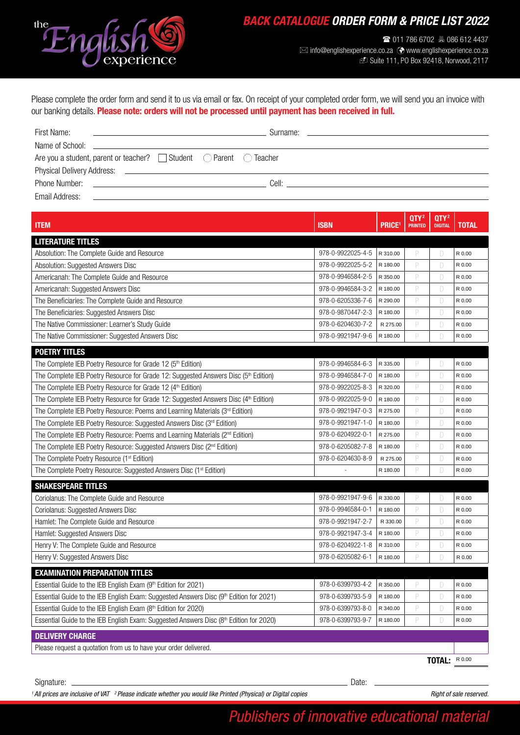the English experience

# BACK CATALOGUE ORDER FORM & PRICE LIST 2022

011 786 6702 | 086 612 4437
info@englishexperience.co.za | www.englishexperience.co.za
Suite 111, PO Box 92418, Norwood, 2117

Please complete the order form and send it to us via email or fax. On receipt of your completed order form, we will send you an invoice with our banking details. **Please note: orders will not be processed until payment has been received in full.**

First Name: ______________________ Surname: ______________________

Name of School: ______________________

Are you a student, parent or teacher? ☐ Student ◯ Parent ◯ Teacher

Physical Delivery Address: ______________________

Phone Number: ______________________ Cell: ______________________

Email Address: ______________________

| ITEM | ISBN | PRICE[1] | QTY[2] PRINTED | QTY[2] DIGITAL | TOTAL |
|---|---|---|---|---|---|
| **LITERATURE TITLES** | | | | | |
| Absolution: The Complete Guide and Resource | 978-0-9922025-4-5 | R 310.00 | P | D | R 0.00 |
| Absolution: Suggested Answers Disc | 978-0-9922025-5-2 | R 180.00 | P | D | R 0.00 |
| Americanah: The Complete Guide and Resource | 978-0-9946584-2-5 | R 350.00 | P | D | R 0.00 |
| Americanah: Suggested Answers Disc | 978-0-9946584-3-2 | R 180.00 | P | D | R 0.00 |
| The Beneficiaries: The Complete Guide and Resource | 978-0-6205336-7-6 | R 290.00 | P | D | R 0.00 |
| The Beneficiaries: Suggested Answers Disc | 978-0-9870447-2-3 | R 180.00 | P | D | R 0.00 |
| The Native Commissioner: Learner's Study Guide | 978-0-6204630-7-2 | R 275.00 | P | D | R 0.00 |
| The Native Commissioner: Suggested Answers Disc | 978-0-9921947-9-6 | R 180.00 | P | D | R 0.00 |
| **POETRY TITLES** | | | | | |
| The Complete IEB Poetry Resource for Grade 12 (5th Edition) | 978-0-9946584-6-3 | R 335.00 | P | D | R 0.00 |
| The Complete IEB Poetry Resource for Grade 12: Suggested Answers Disc (5th Edition) | 978-0-9946584-7-0 | R 180.00 | P | D | R 0.00 |
| The Complete IEB Poetry Resource for Grade 12 (4th Edition) | 978-0-9922025-8-3 | R 320.00 | P | D | R 0.00 |
| The Complete IEB Poetry Resource for Grade 12: Suggested Answers Disc (4th Edition) | 978-0-9922025-9-0 | R 180.00 | P | D | R 0.00 |
| The Complete IEB Poetry Resource: Poems and Learning Materials (3rd Edition) | 978-0-9921947-0-3 | R 275.00 | P | D | R 0.00 |
| The Complete IEB Poetry Resource: Suggested Answers Disc (3rd Edition) | 978-0-9921947-1-0 | R 180.00 | P | D | R 0.00 |
| The Complete IEB Poetry Resource: Poems and Learning Materials (2nd Edition) | 978-0-6204922-0-1 | R 275.00 | P | D | R 0.00 |
| The Complete IEB Poetry Resource: Suggested Answers Disc (2nd Edition) | 978-0-6205082-7-8 | R 180.00 | P | D | R 0.00 |
| The Complete Poetry Resource (1st Edition) | 978-0-6204630-8-9 | R 275.00 | P | D | R 0.00 |
| The Complete Poetry Resource: Suggested Answers Disc (1st Edition) | - | R 180.00 | P | D | R 0.00 |
| **SHAKESPEARE TITLES** | | | | | |
| Coriolanus: The Complete Guide and Resource | 978-0-9921947-9-6 | R 330.00 | P | D | R 0.00 |
| Coriolanus: Suggested Answers Disc | 978-0-9946584-0-1 | R 180.00 | P | D | R 0.00 |
| Hamlet: The Complete Guide and Resource | 978-0-9921947-2-7 | R 330.00 | P | D | R 0.00 |
| Hamlet: Suggested Answers Disc | 978-0-9921947-3-4 | R 180.00 | P | D | R 0.00 |
| Henry V: The Complete Guide and Resource | 978-0-6204922-1-8 | R 310.00 | P | D | R 0.00 |
| Henry V: Suggested Answers Disc | 978-0-6205082-6-1 | R 180.00 | P | D | R 0.00 |
| **EXAMINATION PREPARATION TITLES** | | | | | |
| Essential Guide to the IEB English Exam (9th Edition for 2021) | 978-0-6399793-4-2 | R 350.00 | P | D | R 0.00 |
| Essential Guide to the IEB English Exam: Suggested Answers Disc (9th Edition for 2021) | 978-0-6399793-5-9 | R 180.00 | P | D | R 0.00 |
| Essential Guide to the IEB English Exam (8th Edition for 2020) | 978-0-6399793-8-0 | R 340.00 | P | D | R 0.00 |
| Essential Guide to the IEB English Exam: Suggested Answers Disc (8th Edition for 2020) | 978-0-6399793-9-7 | R 180.00 | P | D | R 0.00 |
| **DELIVERY CHARGE** | | | | | |
| Please request a quotation from us to have your order delivered. | | | | | |
| | | | | **TOTAL:** | R 0.00 |

Signature: ______________________ Date: ______________________

*[1] All prices are inclusive of VAT [2] Please indicate whether you would like Printed (Physical) or Digital copies*

*Right of sale reserved.*

*Publishers of innovative educational material*